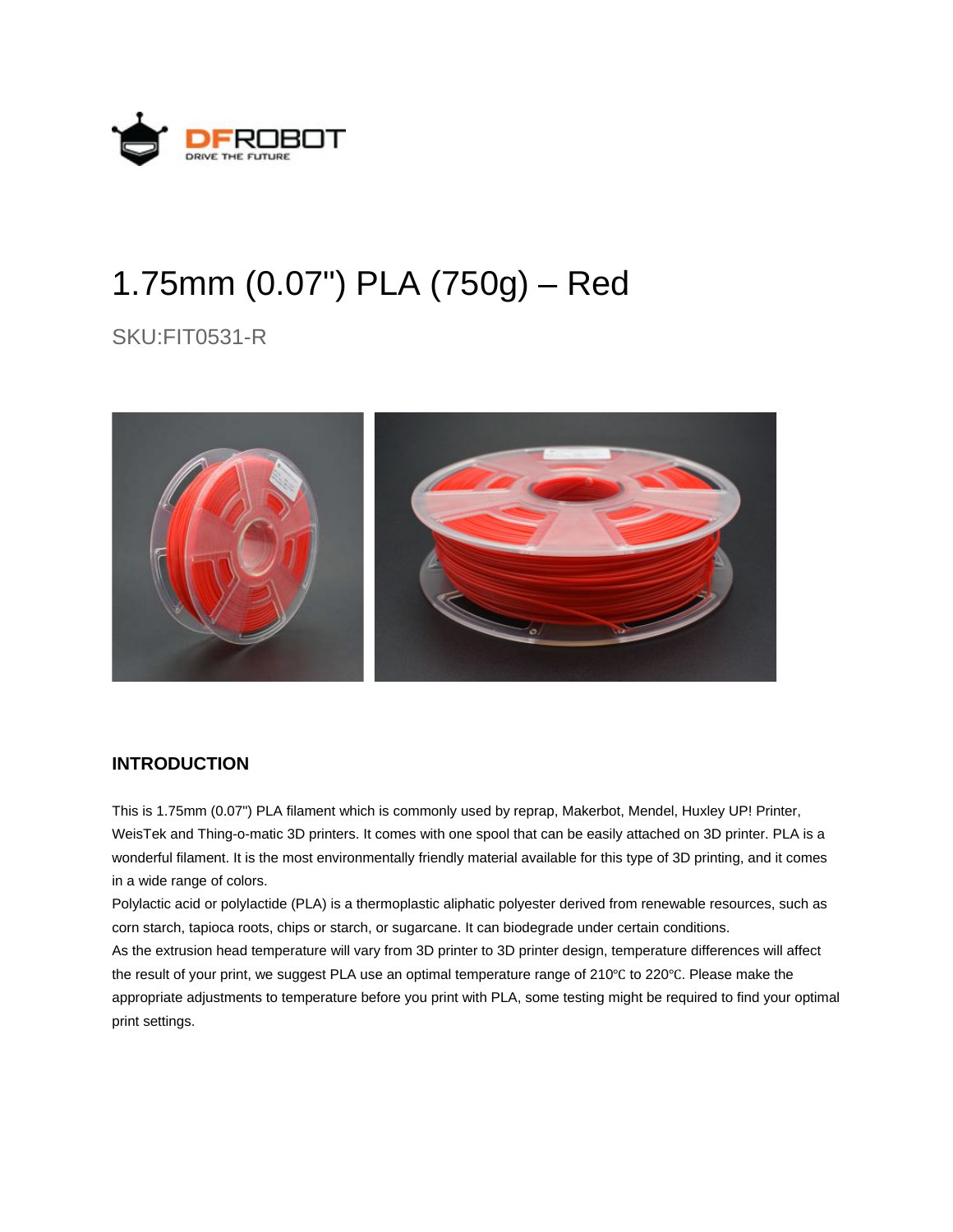# 1.75mm (0.07") PLA (750g) – Red

SKU:FIT0531-R

## INTRODUCTION

This is 1.75mm (0.07") PLA filament which is commonly used by reprap, Makerbot, Mendel, Huxley UP! Printer, WeisTek and Thing-o-matic 3D printers. It comes with one spool that can be easily attached on 3D printer. PLA is a wonderful filament. It is the most environmentally friendly material available for this type of 3D printing, and it comes in a wide range of colors.

Polylactic acid or polylactide (PLA) is a thermoplastic aliphatic polyester derived from renewable resources, such as corn starch, tapioca roots, chips or starch, or sugarcane. It can biodegrade under certain conditions.

As the extrusion head temperature will vary from 3D printer to 3D printer design, temperature differences will affect the result of your print, we suggest PLA use an optimal temperature range of 210℃ to 220℃. Please make the appropriate adjustments to temperature before you print with PLA, some testing might be required to find your optimal print settings.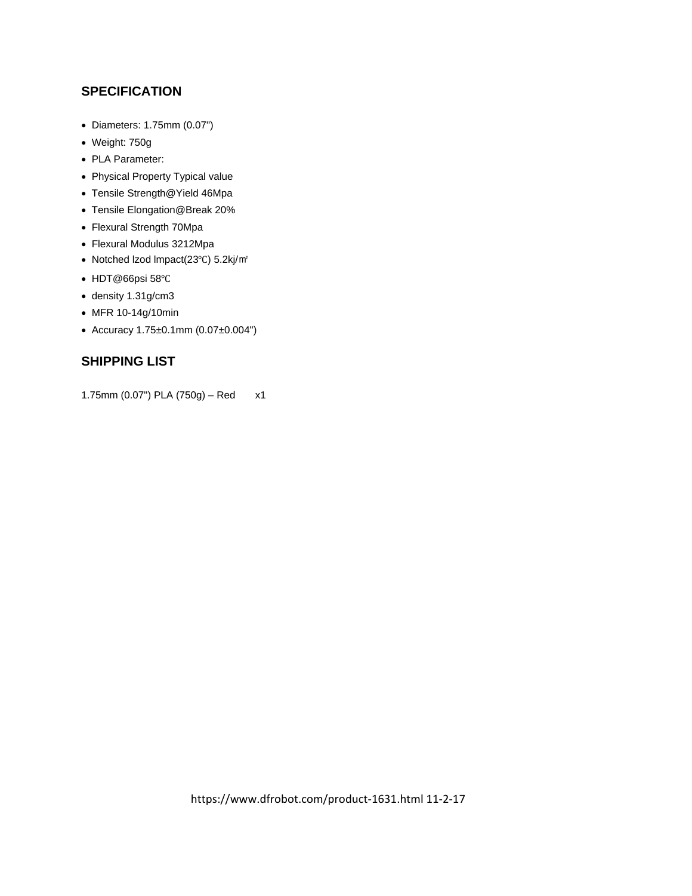## SPECIFICATION

- Diameters: 1.75mm (0.07")
- Weight: 750g
- PLA Parameter:
- Physical Property Typical value
- Tensile Strength@Yield 46Mpa
- Tensile Elongation@Break 20%
- Flexural Strength 70Mpa
- Flexural Modulus 3212Mpa
- Notched lzod lmpact(23℃) 5.2kj/㎡
- HDT@66psi 58℃
- density 1.31g/cm3
- MFR 10-14g/10min
- Accuracy 1.75±0.1mm (0.07±0.004")

## SHIPPING LIST

1.75mm (0.07") PLA (750g) – Red x1

https://www.dfrobot.com/product-1631.html 11-2-17